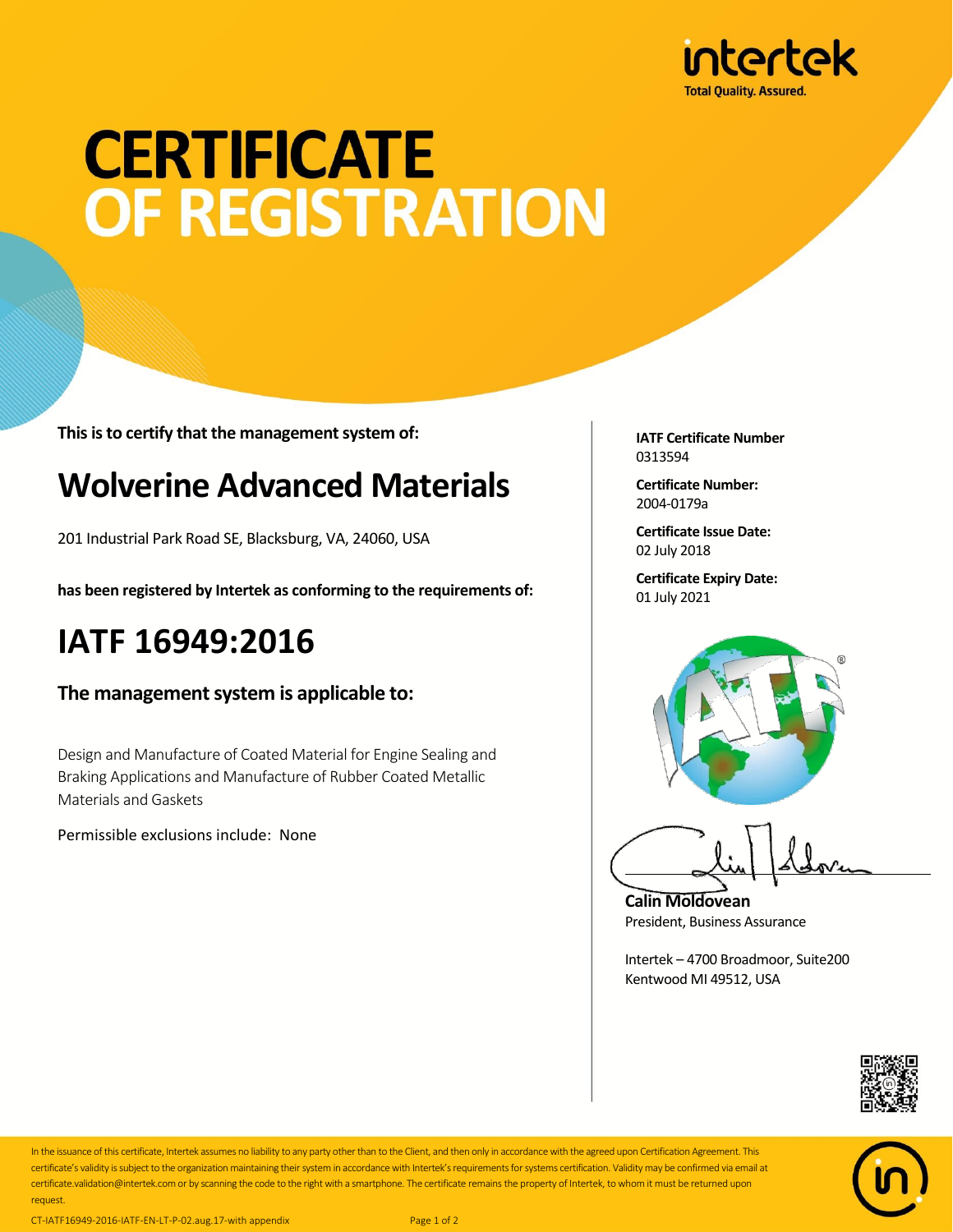intertek
Total Quality. Assured.

# CERTIFICATE OF REGISTRATION

**This is to certify that the management system of:**

## Wolverine Advanced Materials

201 Industrial Park Road SE, Blacksburg, VA, 24060, USA

**has been registered by Intertek as conforming to the requirements of:**

# IATF 16949:2016

### The management system is applicable to:

Design and Manufacture of Coated Material for Engine Sealing and Braking Applications and Manufacture of Rubber Coated Metallic Materials and Gaskets

Permissible exclusions include: None

**IATF Certificate Number**
0313594

**Certificate Number:**
2004-0179a

**Certificate Issue Date:**
02 July 2018

**Certificate Expiry Date:**
01 July 2021

**Calin Moldovean**
President, Business Assurance

Intertek – 4700 Broadmoor, Suite200
Kentwood MI 49512, USA

In the issuance of this certificate, Intertek assumes no liability to any party other than to the Client, and then only in accordance with the agreed upon Certification Agreement. This certificate's validity is subject to the organization maintaining their system in accordance with Intertek's requirements for systems certification. Validity may be confirmed via email at certificate.validation@intertek.com or by scanning the code to the right with a smartphone. The certificate remains the property of Intertek, to whom it must be returned upon request.

CT-IATF16949-2016-IATF-EN-LT-P-02.aug.17-with appendix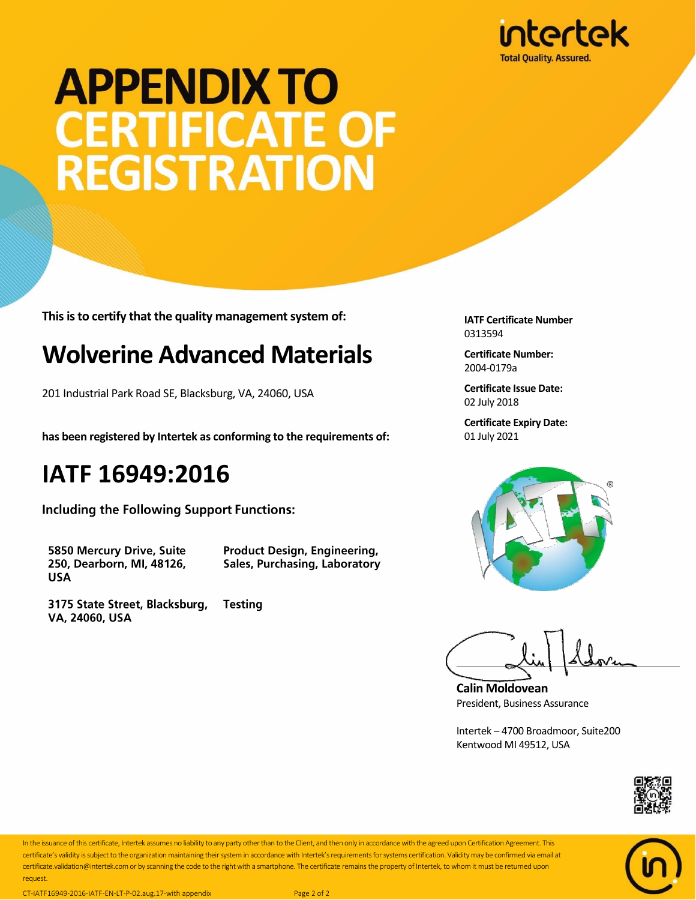intertek
Total Quality. Assured.

# APPENDIX TO CERTIFICATE OF REGISTRATION

**This is to certify that the quality management system of:**

## Wolverine Advanced Materials

201 Industrial Park Road SE, Blacksburg, VA, 24060, USA

**has been registered by Intertek as conforming to the requirements of:**

## IATF 16949:2016

**Including the Following Support Functions:**

| | |
|---|---|
| **5850 Mercury Drive, Suite 250, Dearborn, MI, 48126, USA** | **Product Design, Engineering, Sales, Purchasing, Laboratory** |
| **3175 State Street, Blacksburg, VA, 24060, USA** | **Testing** |

**IATF Certificate Number**
0313594

**Certificate Number:**
2004-0179a

**Certificate Issue Date:**
02 July 2018

**Certificate Expiry Date:**
01 July 2021

**Calin Moldovean**
President, Business Assurance

Intertek – 4700 Broadmoor, Suite200
Kentwood MI 49512, USA

In the issuance of this certificate, Intertek assumes no liability to any party other than to the Client, and then only in accordance with the agreed upon Certification Agreement. This certificate's validity is subject to the organization maintaining their system in accordance with Intertek's requirements for systems certification. Validity may be confirmed via email at certificate.validation@intertek.com or by scanning the code to the right with a smartphone. The certificate remains the property of Intertek, to whom it must be returned upon request.

CT-IATF16949-2016-IATF-EN-LT-P-02.aug.17-with appendix